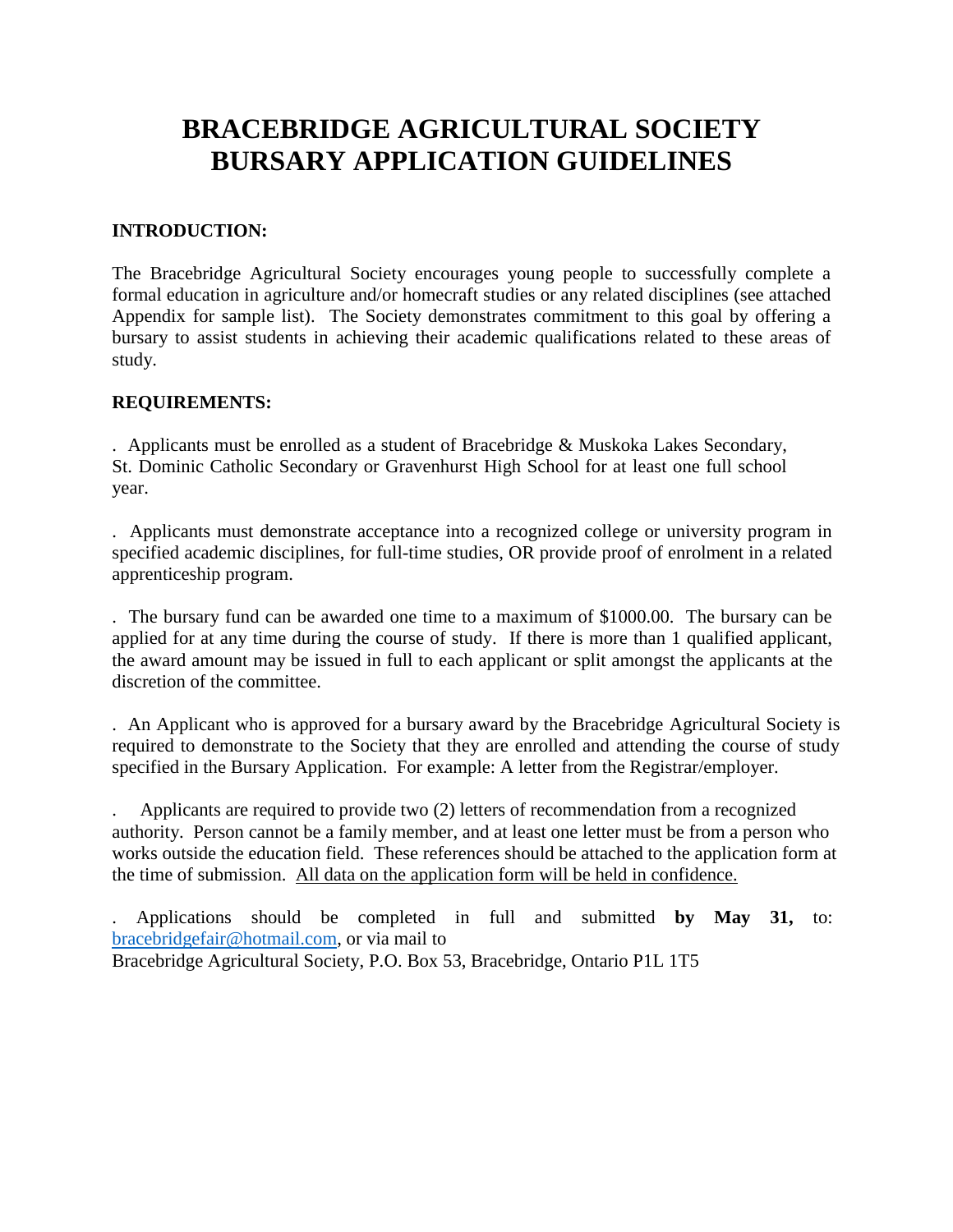# BRACEBRIDGE AGRICULTURAL SOCIETY BURSARY APPLICATION GUIDELINES

**INTRODUCTION:**

The Bracebridge Agricultural Society encourages young people to successfully complete a formal education in agriculture and/or homecraft studies or any related disciplines (see attached Appendix for sample list). The Society demonstrates commitment to this goal by offering a bursary to assist students in achieving their academic qualifications related to these areas of study.

**REQUIREMENTS:**

. Applicants must be enrolled as a student of Bracebridge & Muskoka Lakes Secondary, St. Dominic Catholic Secondary or Gravenhurst High School for at least one full school year.

. Applicants must demonstrate acceptance into a recognized college or university program in specified academic disciplines, for full-time studies, OR provide proof of enrolment in a related apprenticeship program.

. The bursary fund can be awarded one time to a maximum of $1000.00. The bursary can be applied for at any time during the course of study. If there is more than 1 qualified applicant, the award amount may be issued in full to each applicant or split amongst the applicants at the discretion of the committee.

. An Applicant who is approved for a bursary award by the Bracebridge Agricultural Society is required to demonstrate to the Society that they are enrolled and attending the course of study specified in the Bursary Application. For example: A letter from the Registrar/employer.

. Applicants are required to provide two (2) letters of recommendation from a recognized authority. Person cannot be a family member, and at least one letter must be from a person who works outside the education field. These references should be attached to the application form at the time of submission. <u>All data on the application form will be held in confidence.</u>

. Applications should be completed in full and submitted **by May 31,** to: bracebridgefair@hotmail.com, or via mail to
Bracebridge Agricultural Society, P.O. Box 53, Bracebridge, Ontario P1L 1T5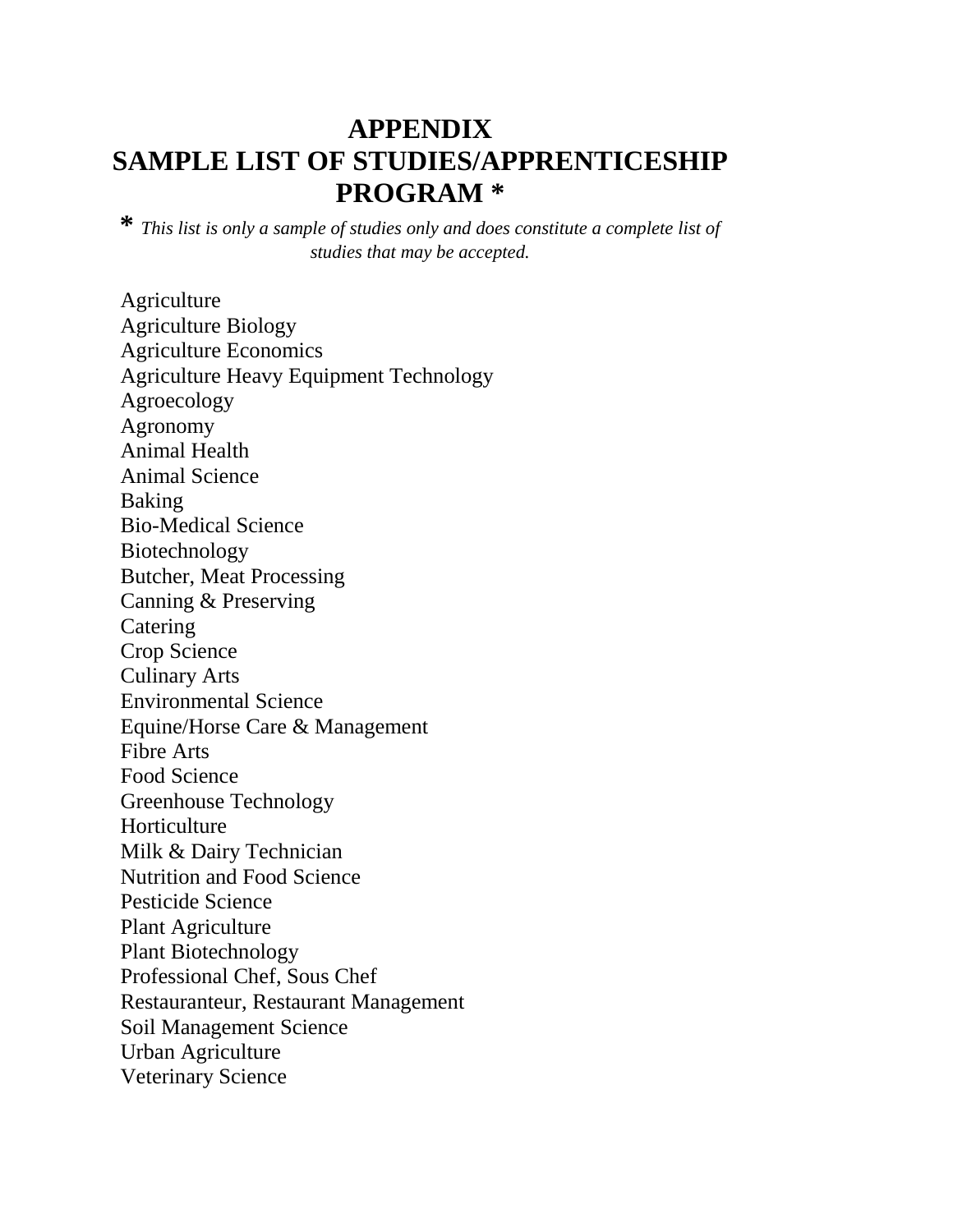# APPENDIX
# SAMPLE LIST OF STUDIES/APPRENTICESHIP PROGRAM *

**\*** *This list is only a sample of studies only and does constitute a complete list of studies that may be accepted.*

Agriculture
Agriculture Biology
Agriculture Economics
Agriculture Heavy Equipment Technology
Agroecology
Agronomy
Animal Health
Animal Science
Baking
Bio-Medical Science
Biotechnology
Butcher, Meat Processing
Canning & Preserving
Catering
Crop Science
Culinary Arts
Environmental Science
Equine/Horse Care & Management
Fibre Arts
Food Science
Greenhouse Technology
Horticulture
Milk & Dairy Technician
Nutrition and Food Science
Pesticide Science
Plant Agriculture
Plant Biotechnology
Professional Chef, Sous Chef
Restauranteur, Restaurant Management
Soil Management Science
Urban Agriculture
Veterinary Science